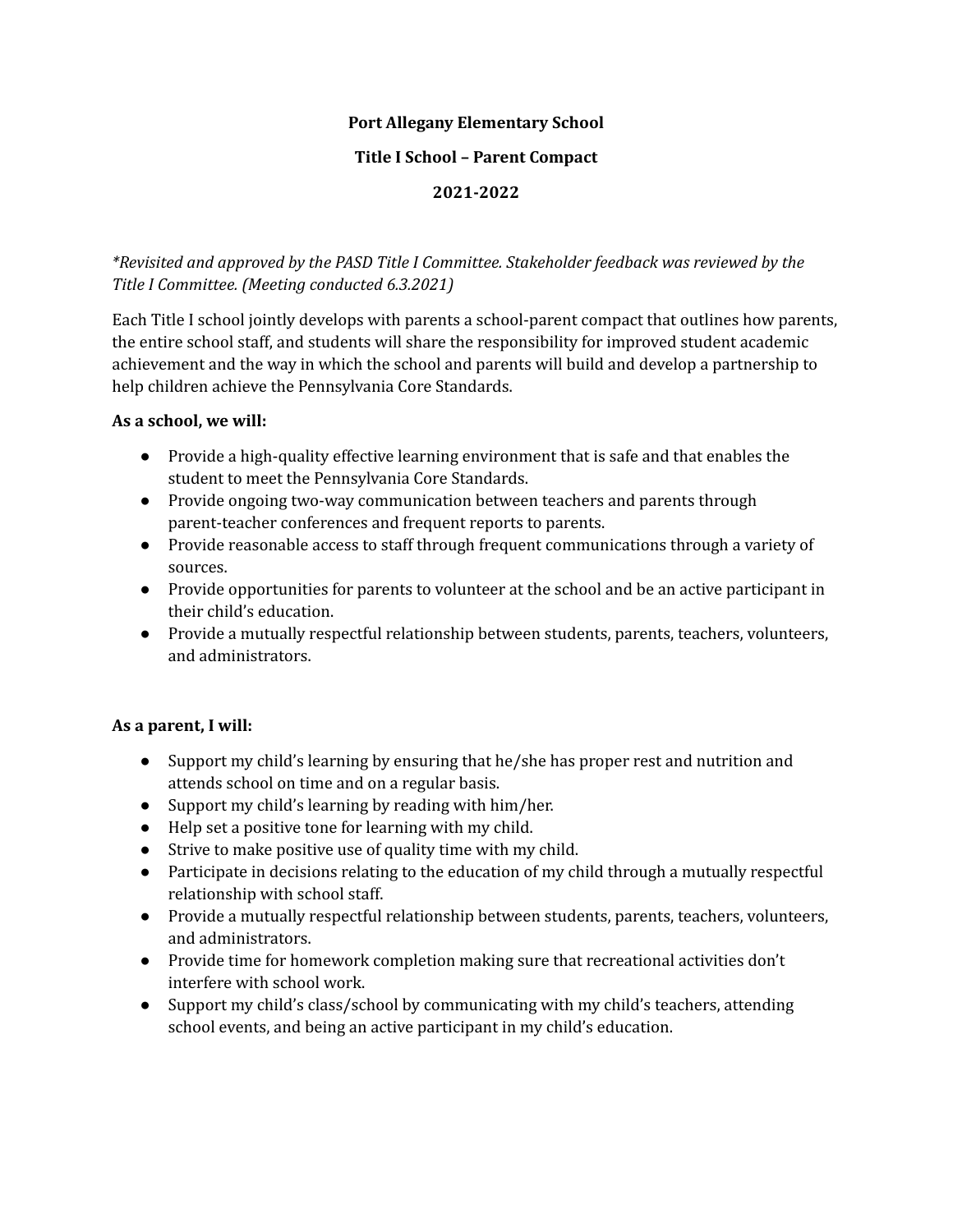**Port Allegany Elementary School**

**Title I School – Parent Compact**

**2021-2022**

*\*Revisited and approved by the PASD Title I Committee. Stakeholder feedback was reviewed by the Title I Committee. (Meeting conducted 6.3.2021)*

Each Title I school jointly develops with parents a school-parent compact that outlines how parents, the entire school staff, and students will share the responsibility for improved student academic achievement and the way in which the school and parents will build and develop a partnership to help children achieve the Pennsylvania Core Standards.

**As a school, we will:**

- Provide a high-quality effective learning environment that is safe and that enables the student to meet the Pennsylvania Core Standards.
- Provide ongoing two-way communication between teachers and parents through parent-teacher conferences and frequent reports to parents.
- Provide reasonable access to staff through frequent communications through a variety of sources.
- Provide opportunities for parents to volunteer at the school and be an active participant in their child's education.
- Provide a mutually respectful relationship between students, parents, teachers, volunteers, and administrators.

**As a parent, I will:**

- Support my child's learning by ensuring that he/she has proper rest and nutrition and attends school on time and on a regular basis.
- Support my child's learning by reading with him/her.
- Help set a positive tone for learning with my child.
- Strive to make positive use of quality time with my child.
- Participate in decisions relating to the education of my child through a mutually respectful relationship with school staff.
- Provide a mutually respectful relationship between students, parents, teachers, volunteers, and administrators.
- Provide time for homework completion making sure that recreational activities don't interfere with school work.
- Support my child's class/school by communicating with my child's teachers, attending school events, and being an active participant in my child's education.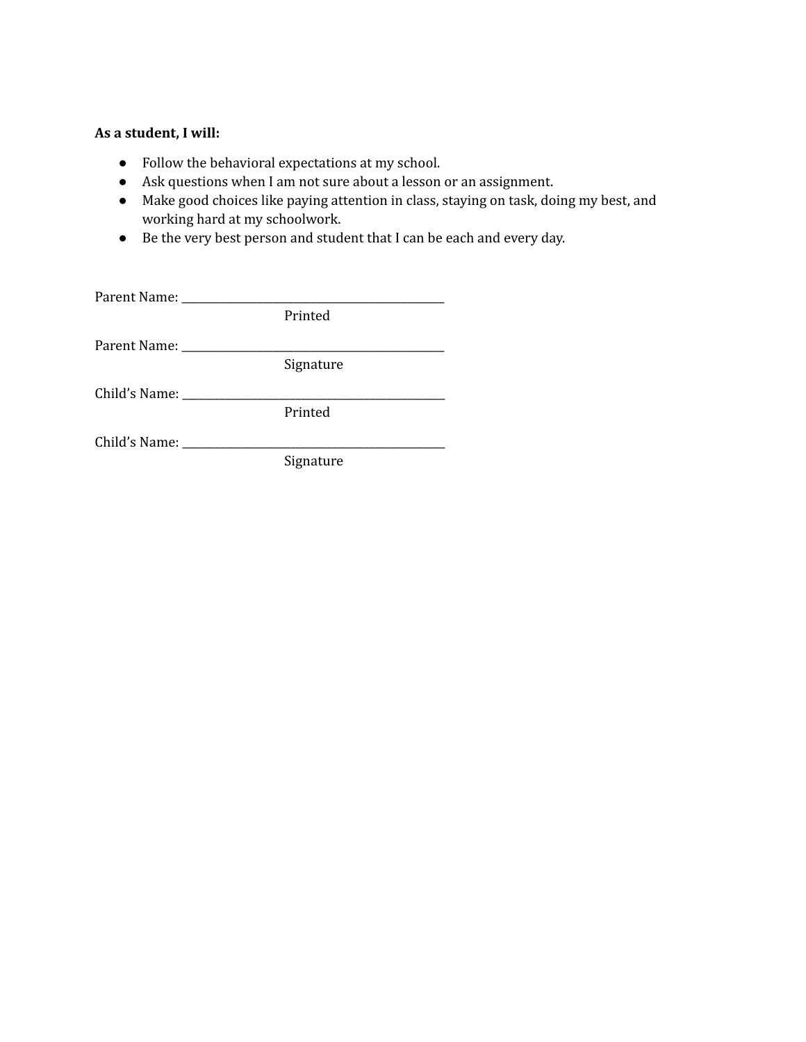**As a student, I will:**

- Follow the behavioral expectations at my school.
- Ask questions when I am not sure about a lesson or an assignment.
- Make good choices like paying attention in class, staying on task, doing my best, and working hard at my schoolwork.
- Be the very best person and student that I can be each and every day.

Parent Name: ______________________________________________
Printed

Parent Name: ______________________________________________
Signature

Child's Name: ______________________________________________
Printed

Child's Name: ______________________________________________
Signature